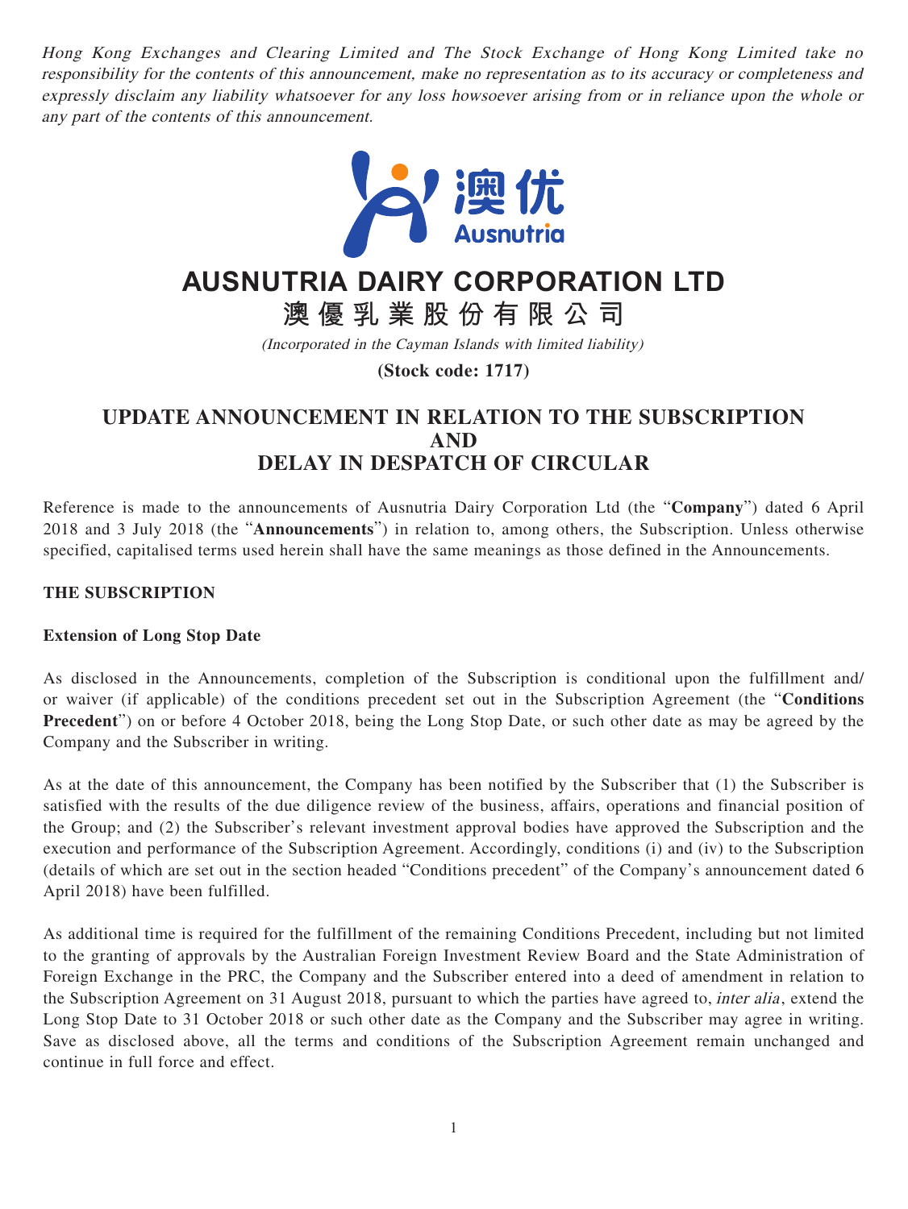*Hong Kong Exchanges and Clearing Limited and The Stock Exchange of Hong Kong Limited take no responsibility for the contents of this announcement, make no representation as to its accuracy or completeness and expressly disclaim any liability whatsoever for any loss howsoever arising from or in reliance upon the whole or any part of the contents of this announcement.*

# AUSNUTRIA DAIRY CORPORATION LTD

# 澳優乳業股份有限公司

*(Incorporated in the Cayman Islands with limited liability)*

**(Stock code: 1717)**

## UPDATE ANNOUNCEMENT IN RELATION TO THE SUBSCRIPTION AND DELAY IN DESPATCH OF CIRCULAR

Reference is made to the announcements of Ausnutria Dairy Corporation Ltd (the "**Company**") dated 6 April 2018 and 3 July 2018 (the "**Announcements**") in relation to, among others, the Subscription. Unless otherwise specified, capitalised terms used herein shall have the same meanings as those defined in the Announcements.

### THE SUBSCRIPTION

#### Extension of Long Stop Date

As disclosed in the Announcements, completion of the Subscription is conditional upon the fulfillment and/or waiver (if applicable) of the conditions precedent set out in the Subscription Agreement (the "**Conditions Precedent**") on or before 4 October 2018, being the Long Stop Date, or such other date as may be agreed by the Company and the Subscriber in writing.

As at the date of this announcement, the Company has been notified by the Subscriber that (1) the Subscriber is satisfied with the results of the due diligence review of the business, affairs, operations and financial position of the Group; and (2) the Subscriber's relevant investment approval bodies have approved the Subscription and the execution and performance of the Subscription Agreement. Accordingly, conditions (i) and (iv) to the Subscription (details of which are set out in the section headed "Conditions precedent" of the Company's announcement dated 6 April 2018) have been fulfilled.

As additional time is required for the fulfillment of the remaining Conditions Precedent, including but not limited to the granting of approvals by the Australian Foreign Investment Review Board and the State Administration of Foreign Exchange in the PRC, the Company and the Subscriber entered into a deed of amendment in relation to the Subscription Agreement on 31 August 2018, pursuant to which the parties have agreed to, *inter alia*, extend the Long Stop Date to 31 October 2018 or such other date as the Company and the Subscriber may agree in writing. Save as disclosed above, all the terms and conditions of the Subscription Agreement remain unchanged and continue in full force and effect.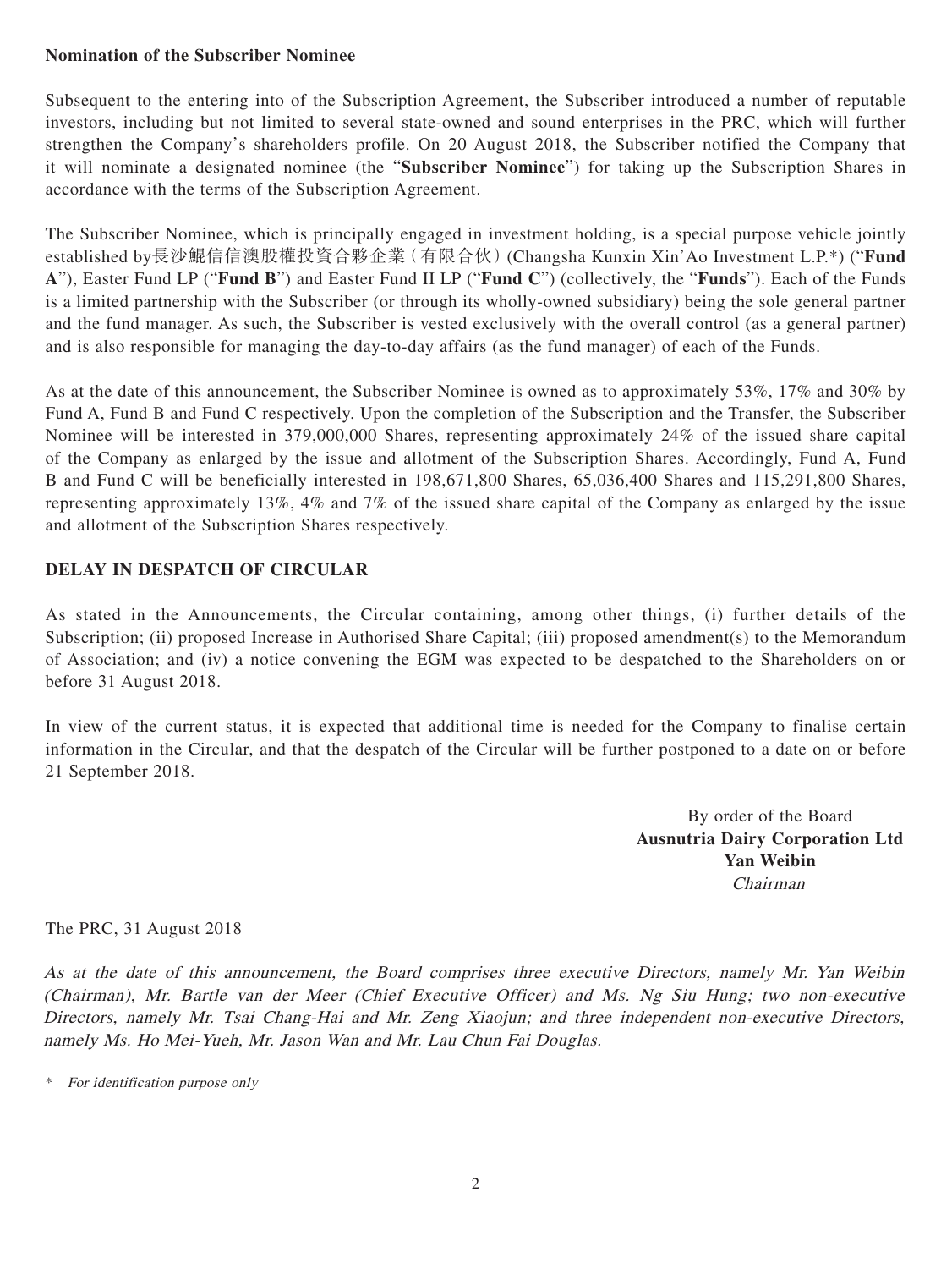**Nomination of the Subscriber Nominee**

Subsequent to the entering into of the Subscription Agreement, the Subscriber introduced a number of reputable investors, including but not limited to several state-owned and sound enterprises in the PRC, which will further strengthen the Company's shareholders profile. On 20 August 2018, the Subscriber notified the Company that it will nominate a designated nominee (the "**Subscriber Nominee**") for taking up the Subscription Shares in accordance with the terms of the Subscription Agreement.

The Subscriber Nominee, which is principally engaged in investment holding, is a special purpose vehicle jointly established by長沙鯤信信澳股權投資合夥企業（有限合伙）(Changsha Kunxin Xin'Ao Investment L.P.*) ("**Fund A**"), Easter Fund LP ("**Fund B**") and Easter Fund II LP ("**Fund C**") (collectively, the "**Funds**"). Each of the Funds is a limited partnership with the Subscriber (or through its wholly-owned subsidiary) being the sole general partner and the fund manager. As such, the Subscriber is vested exclusively with the overall control (as a general partner) and is also responsible for managing the day-to-day affairs (as the fund manager) of each of the Funds.

As at the date of this announcement, the Subscriber Nominee is owned as to approximately 53%, 17% and 30% by Fund A, Fund B and Fund C respectively. Upon the completion of the Subscription and the Transfer, the Subscriber Nominee will be interested in 379,000,000 Shares, representing approximately 24% of the issued share capital of the Company as enlarged by the issue and allotment of the Subscription Shares. Accordingly, Fund A, Fund B and Fund C will be beneficially interested in 198,671,800 Shares, 65,036,400 Shares and 115,291,800 Shares, representing approximately 13%, 4% and 7% of the issued share capital of the Company as enlarged by the issue and allotment of the Subscription Shares respectively.

## DELAY IN DESPATCH OF CIRCULAR

As stated in the Announcements, the Circular containing, among other things, (i) further details of the Subscription; (ii) proposed Increase in Authorised Share Capital; (iii) proposed amendment(s) to the Memorandum of Association; and (iv) a notice convening the EGM was expected to be despatched to the Shareholders on or before 31 August 2018.

In view of the current status, it is expected that additional time is needed for the Company to finalise certain information in the Circular, and that the despatch of the Circular will be further postponed to a date on or before 21 September 2018.

By order of the Board
**Ausnutria Dairy Corporation Ltd**
**Yan Weibin**
*Chairman*

The PRC, 31 August 2018

*As at the date of this announcement, the Board comprises three executive Directors, namely Mr. Yan Weibin (Chairman), Mr. Bartle van der Meer (Chief Executive Officer) and Ms. Ng Siu Hung; two non-executive Directors, namely Mr. Tsai Chang-Hai and Mr. Zeng Xiaojun; and three independent non-executive Directors, namely Ms. Ho Mei-Yueh, Mr. Jason Wan and Mr. Lau Chun Fai Douglas.*

\* *For identification purpose only*